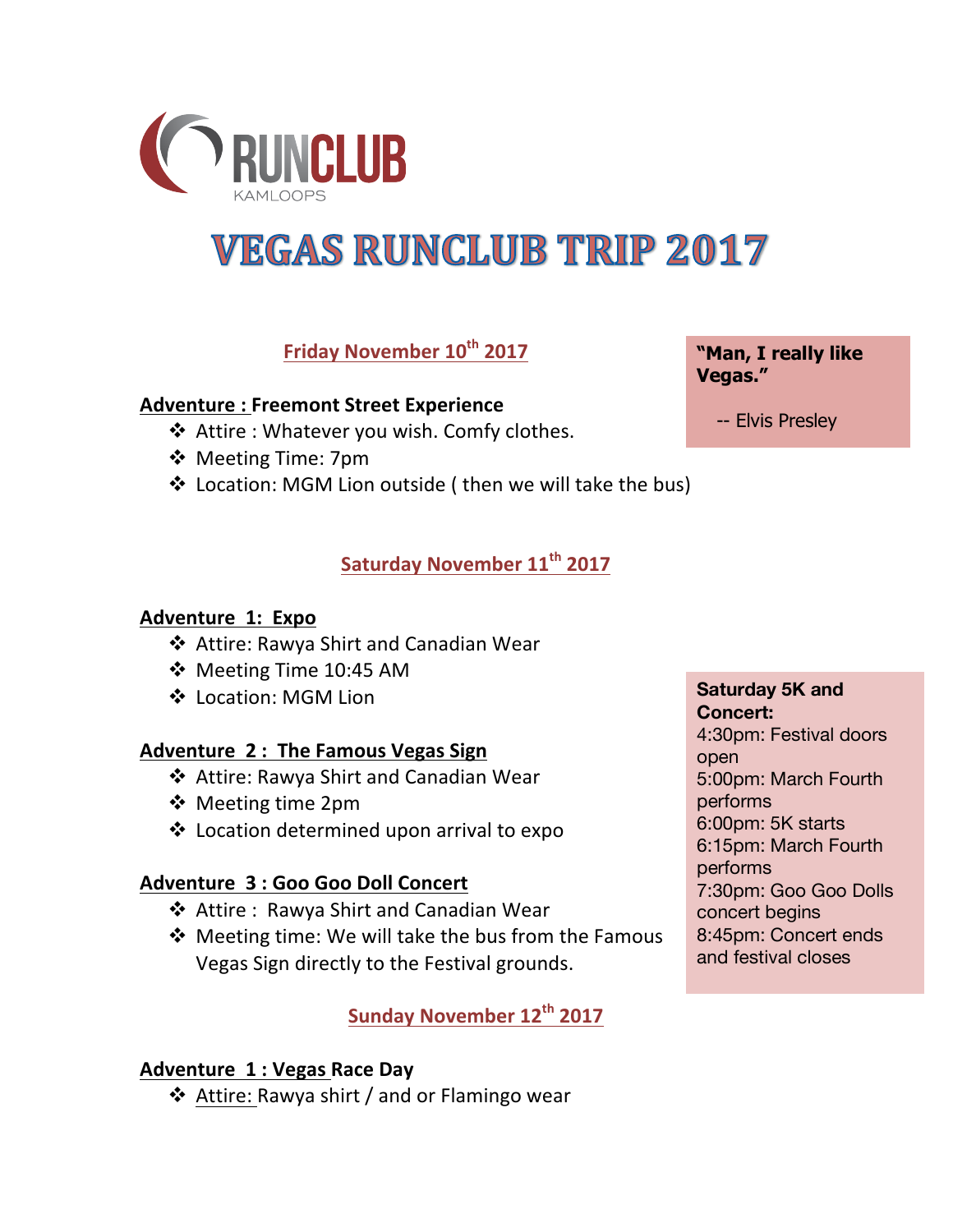RUNCLUB

KAMLOOPS

# VEGAS RUNCLUB TRIP 2017

## Friday November 10th 2017

> **"Man, I really like Vegas."**
>
> -- Elvis Presley

### Adventure : Freemont Street Experience

- Attire : Whatever you wish. Comfy clothes.
- Meeting Time: 7pm
- Location: MGM Lion outside ( then we will take the bus)

## Saturday November 11th 2017

### Adventure 1: Expo

- Attire: Rawya Shirt and Canadian Wear
- Meeting Time 10:45 AM
- Location: MGM Lion

### Adventure 2 : The Famous Vegas Sign

- Attire: Rawya Shirt and Canadian Wear
- Meeting time 2pm
- Location determined upon arrival to expo

### Adventure 3 : Goo Goo Doll Concert

- Attire : Rawya Shirt and Canadian Wear
- Meeting time: We will take the bus from the Famous Vegas Sign directly to the Festival grounds.

> **Saturday 5K and Concert:**
>
> 4:30pm: Festival doors open
> 5:00pm: March Fourth performs
> 6:00pm: 5K starts
> 6:15pm: March Fourth performs
> 7:30pm: Goo Goo Dolls concert begins
> 8:45pm: Concert ends and festival closes

## Sunday November 12th 2017

### Adventure 1 : Vegas Race Day

- Attire: Rawya shirt / and or Flamingo wear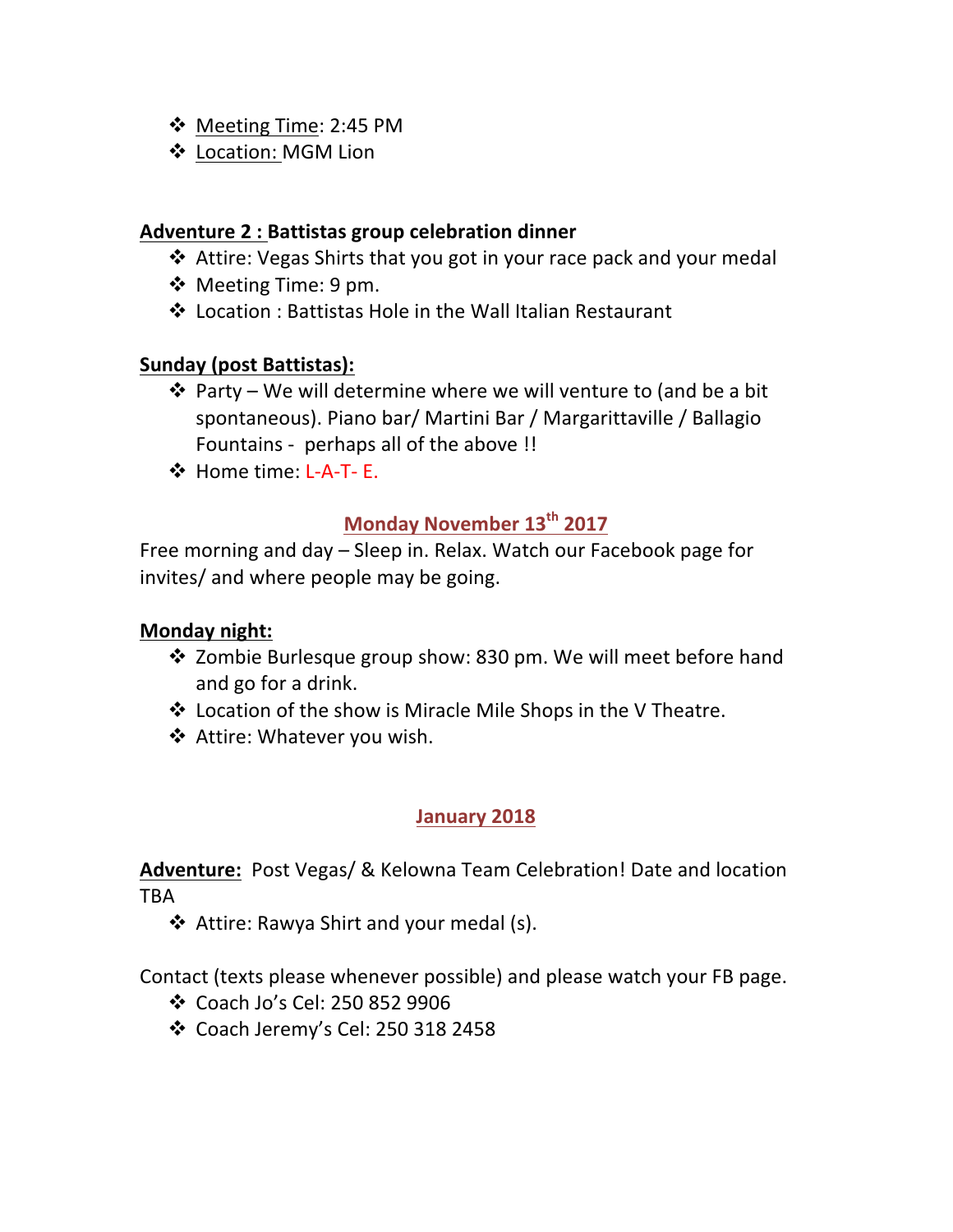- Meeting Time: 2:45 PM
- Location: MGM Lion

**Adventure 2 : Battistas group celebration dinner**

- Attire: Vegas Shirts that you got in your race pack and your medal
- Meeting Time: 9 pm.
- Location : Battistas Hole in the Wall Italian Restaurant

**Sunday (post Battistas):**

- Party – We will determine where we will venture to (and be a bit spontaneous). Piano bar/ Martini Bar / Margarittaville / Ballagio Fountains - perhaps all of the above !!
- Home time: L-A-T- E.

## Monday November 13th 2017

Free morning and day – Sleep in. Relax. Watch our Facebook page for invites/ and where people may be going.

**Monday night:**

- Zombie Burlesque group show: 830 pm. We will meet before hand and go for a drink.
- Location of the show is Miracle Mile Shops in the V Theatre.
- Attire: Whatever you wish.

## January 2018

**Adventure:** Post Vegas/ & Kelowna Team Celebration! Date and location TBA

- Attire: Rawya Shirt and your medal (s).

Contact (texts please whenever possible) and please watch your FB page.

- Coach Jo's Cel: 250 852 9906
- Coach Jeremy's Cel: 250 318 2458